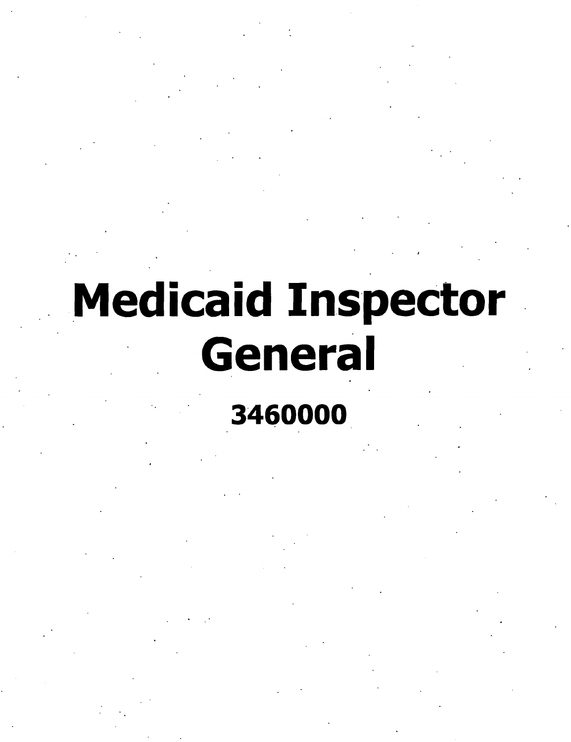# Medicaid Inspector General

**3460000**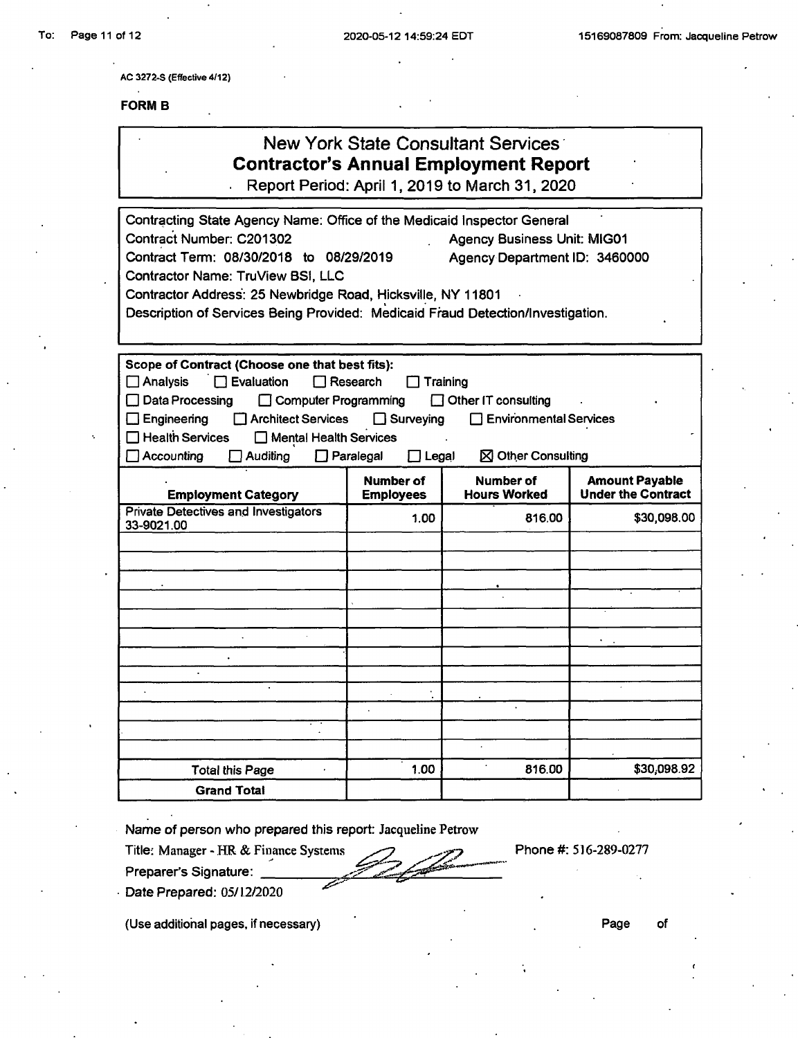AC 3272-S (Effective 4/12)

**FORM B**

# New York State Consultant Services
## Contractor's Annual Employment Report

Report Period: April 1, 2019 to March 31, 2020

Contracting State Agency Name: Office of the Medicaid Inspector General
Contract Number: C201302 Agency Business Unit: MIG01
Contract Term: 08/30/2018 to 08/29/2019 Agency Department ID: 3460000
Contractor Name: TruView BSI, LLC
Contractor Address: 25 Newbridge Road, Hicksville, NY 11801
Description of Services Being Provided: Medicaid Fraud Detection/Investigation.

**Scope of Contract (Choose one that best fits):**

☐ Analysis ☐ Evaluation ☐ Research ☐ Training
☐ Data Processing ☐ Computer Programming ☐ Other IT consulting
☐ Engineering ☐ Architect Services ☐ Surveying ☐ Environmental Services
☐ Health Services ☐ Mental Health Services
☐ Accounting ☐ Auditing ☐ Paralegal ☐ Legal ☒ Other Consulting

| Employment Category | Number of Employees | Number of Hours Worked | Amount Payable Under the Contract |
|---|---|---|---|
| Private Detectives and Investigators 33-9021.00 | 1.00 | 816.00 | $30,098.00 |
| | | | |
| | | | |
| | | | |
| | | | |
| | | | |
| | | | |
| | | | |
| | | | |
| | | | |
| | | | |
| | | | |
| | | | |
| Total this Page | 1.00 | 816.00 | $30,098.92 |
| **Grand Total** | | | |

Name of person who prepared this report: Jacqueline Petrow
Title: Manager - HR & Finance Systems Phone #: 516-289-0277
Preparer's Signature: [signature]
Date Prepared: 05/12/2020

(Use additional pages, if necessary) Page of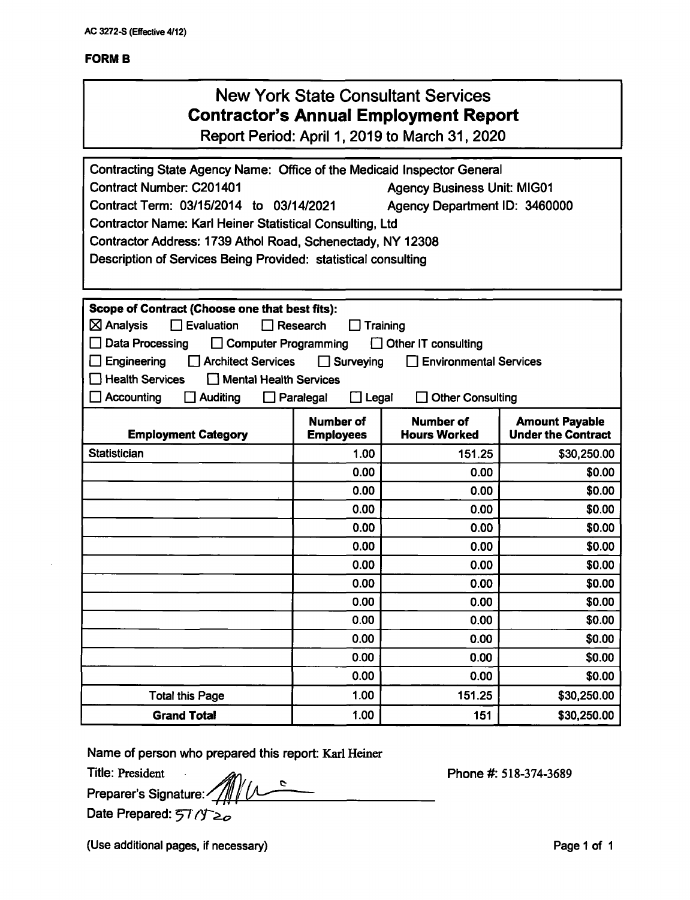AC 3272-S (Effective 4/12)

**FORM B**

# New York State Consultant Services
## Contractor's Annual Employment Report
Report Period: April 1, 2019 to March 31, 2020

Contracting State Agency Name: Office of the Medicaid Inspector General
Contract Number: C201401 Agency Business Unit: MIG01
Contract Term: 03/15/2014 to 03/14/2021 Agency Department ID: 3460000
Contractor Name: Karl Heiner Statistical Consulting, Ltd
Contractor Address: 1739 Athol Road, Schenectady, NY 12308
Description of Services Being Provided: statistical consulting

**Scope of Contract (Choose one that best fits):**

- [x] Analysis
- [ ] Evaluation
- [ ] Research
- [ ] Training
- [ ] Data Processing
- [ ] Computer Programming
- [ ] Other IT consulting
- [ ] Engineering
- [ ] Architect Services
- [ ] Surveying
- [ ] Environmental Services
- [ ] Health Services
- [ ] Mental Health Services
- [ ] Accounting
- [ ] Auditing
- [ ] Paralegal
- [ ] Legal
- [ ] Other Consulting

| Employment Category | Number of Employees | Number of Hours Worked | Amount Payable Under the Contract |
|---|---|---|---|
| Statistician | 1.00 | 151.25 | $30,250.00 |
| | 0.00 | 0.00 | $0.00 |
| | 0.00 | 0.00 | $0.00 |
| | 0.00 | 0.00 | $0.00 |
| | 0.00 | 0.00 | $0.00 |
| | 0.00 | 0.00 | $0.00 |
| | 0.00 | 0.00 | $0.00 |
| | 0.00 | 0.00 | $0.00 |
| | 0.00 | 0.00 | $0.00 |
| | 0.00 | 0.00 | $0.00 |
| | 0.00 | 0.00 | $0.00 |
| | 0.00 | 0.00 | $0.00 |
| | 0.00 | 0.00 | $0.00 |
| Total this Page | 1.00 | 151.25 | $30,250.00 |
| **Grand Total** | 1.00 | 151 | $30,250.00 |

Name of person who prepared this report: Karl Heiner
Title: President
Preparer's Signature: [signature]
Date Prepared: 5/18/20
Phone #: 518-374-3689

(Use additional pages, if necessary)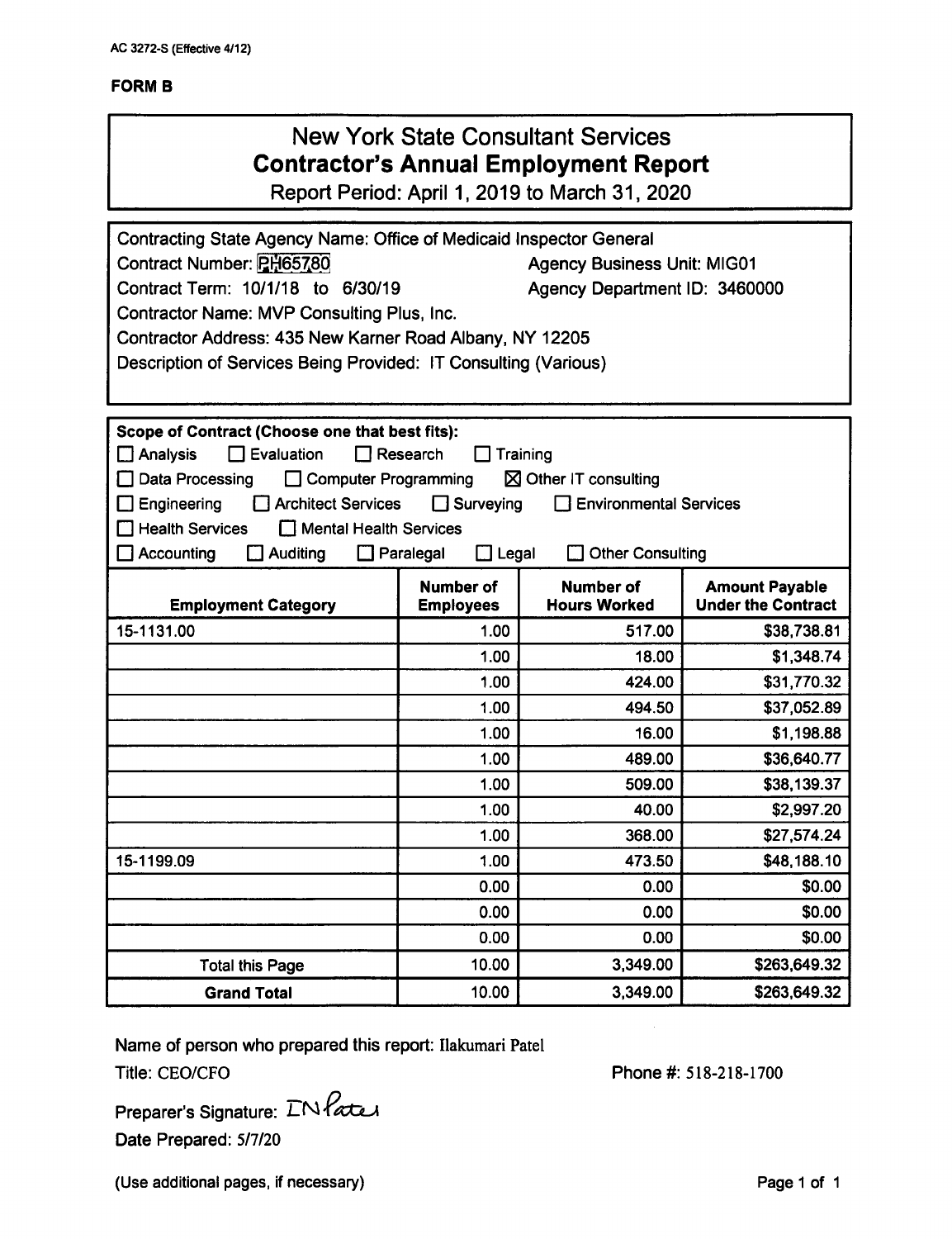AC 3272-S (Effective 4/12)

**FORM B**

# New York State Consultant Services
## Contractor's Annual Employment Report
Report Period: April 1, 2019 to March 31, 2020

Contracting State Agency Name: Office of Medicaid Inspector General
Contract Number: PH65780 Agency Business Unit: MIG01
Contract Term: 10/1/18 to 6/30/19 Agency Department ID: 3460000
Contractor Name: MVP Consulting Plus, Inc.
Contractor Address: 435 New Karner Road Albany, NY 12205
Description of Services Being Provided: IT Consulting (Various)

**Scope of Contract (Choose one that best fits):**

☐ Analysis ☐ Evaluation ☐ Research ☐ Training
☐ Data Processing ☐ Computer Programming ☒ Other IT consulting
☐ Engineering ☐ Architect Services ☐ Surveying ☐ Environmental Services
☐ Health Services ☐ Mental Health Services
☐ Accounting ☐ Auditing ☐ Paralegal ☐ Legal ☐ Other Consulting

| Employment Category | Number of Employees | Number of Hours Worked | Amount Payable Under the Contract |
|---|---|---|---|
| 15-1131.00 | 1.00 | 517.00 | $38,738.81 |
| | 1.00 | 18.00 | $1,348.74 |
| | 1.00 | 424.00 | $31,770.32 |
| | 1.00 | 494.50 | $37,052.89 |
| | 1.00 | 16.00 | $1,198.88 |
| | 1.00 | 489.00 | $36,640.77 |
| | 1.00 | 509.00 | $38,139.37 |
| | 1.00 | 40.00 | $2,997.20 |
| | 1.00 | 368.00 | $27,574.24 |
| 15-1199.09 | 1.00 | 473.50 | $48,188.10 |
| | 0.00 | 0.00 | $0.00 |
| | 0.00 | 0.00 | $0.00 |
| | 0.00 | 0.00 | $0.00 |
| Total this Page | 10.00 | 3,349.00 | $263,649.32 |
| **Grand Total** | 10.00 | 3,349.00 | $263,649.32 |

Name of person who prepared this report: Ilakumari Patel
Title: CEO/CFO Phone #: 518-218-1700

Preparer's Signature: IN Patel
Date Prepared: 5/7/20

(Use additional pages, if necessary)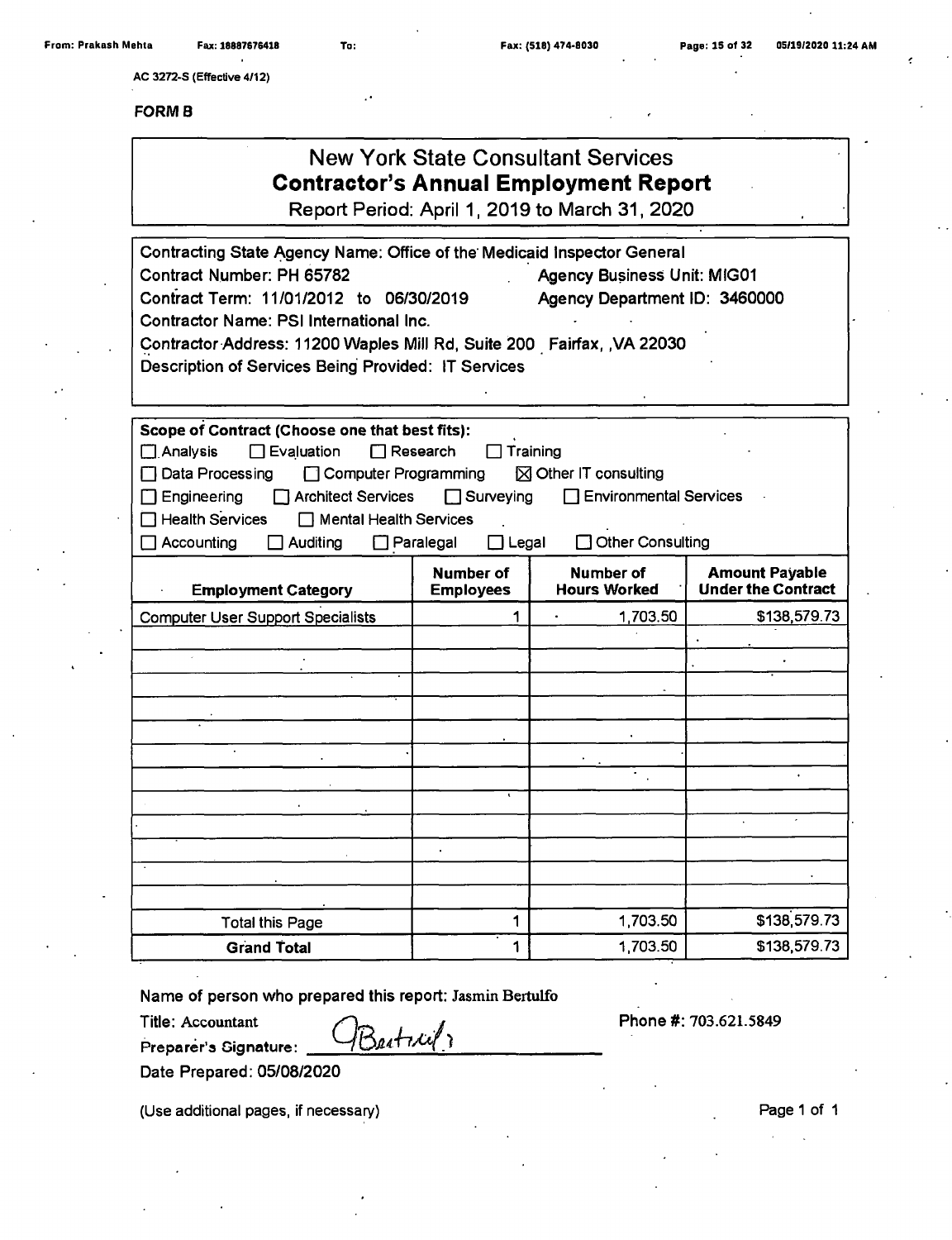AC 3272-S (Effective 4/12)

**FORM B**

# New York State Consultant Services
## Contractor's Annual Employment Report

Report Period: April 1, 2019 to March 31, 2020

Contracting State Agency Name: Office of the Medicaid Inspector General
Contract Number: PH 65782 Agency Business Unit: MIG01
Contract Term: 11/01/2012 to 06/30/2019 Agency Department ID: 3460000
Contractor Name: PSI International Inc.
Contractor Address: 11200 Waples Mill Rd, Suite 200 Fairfax, ,VA 22030
Description of Services Being Provided: IT Services

**Scope of Contract (Choose one that best fits):**

- ☐ Analysis ☐ Evaluation ☐ Research ☐ Training
- ☐ Data Processing ☐ Computer Programming ☒ Other IT consulting
- ☐ Engineering ☐ Architect Services ☐ Surveying ☐ Environmental Services
- ☐ Health Services ☐ Mental Health Services
- ☐ Accounting ☐ Auditing ☐ Paralegal ☐ Legal ☐ Other Consulting

| Employment Category | Number of Employees | Number of Hours Worked | Amount Payable Under the Contract |
|---|---|---|---|
| Computer User Support Specialists | 1 | 1,703.50 | $138,579.73 |
| | | | |
| | | | |
| | | | |
| | | | |
| | | | |
| | | | |
| | | | |
| | | | |
| | | | |
| | | | |
| | | | |
| | | | |
| Total this Page | 1 | 1,703.50 | $138,579.73 |
| **Grand Total** | 1 | 1,703.50 | $138,579.73 |

Name of person who prepared this report: Jasmin Bertulfo

Title: Accountant Phone #: 703.621.5849

Preparer's Signature: JBertulfo

Date Prepared: 05/08/2020

(Use additional pages, if necessary)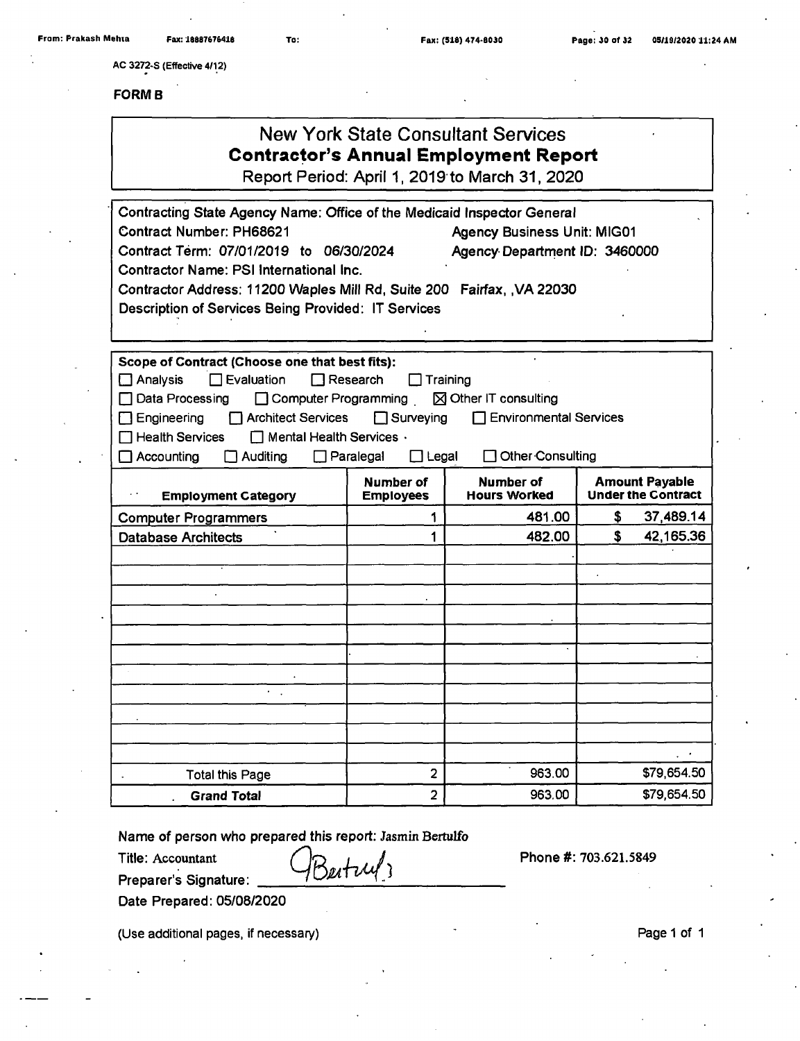AC 3272-S (Effective 4/12)

**FORM B**

# New York State Consultant Services
## Contractor's Annual Employment Report
Report Period: April 1, 2019 to March 31, 2020

Contracting State Agency Name: Office of the Medicaid Inspector General
Contract Number: PH68621 Agency Business Unit: MIG01
Contract Term: 07/01/2019 to 06/30/2024 Agency Department ID: 3460000
Contractor Name: PSI International Inc.
Contractor Address: 11200 Waples Mill Rd, Suite 200 Fairfax, ,VA 22030
Description of Services Being Provided: IT Services

**Scope of Contract (Choose one that best fits):**

☐ Analysis ☐ Evaluation ☐ Research ☐ Training
☐ Data Processing ☐ Computer Programming ☒ Other IT consulting
☐ Engineering ☐ Architect Services ☐ Surveying ☐ Environmental Services
☐ Health Services ☐ Mental Health Services
☐ Accounting ☐ Auditing ☐ Paralegal ☐ Legal ☐ Other Consulting

| Employment Category | Number of Employees | Number of Hours Worked | Amount Payable Under the Contract |
|---|---|---|---|
| Computer Programmers | 1 | 481.00 | $ 37,489.14 |
| Database Architects | 1 | 482.00 | $ 42,165.36 |
| | | | |
| | | | |
| | | | |
| | | | |
| | | | |
| | | | |
| | | | |
| | | | |
| | | | |
| | | | |
| | | | |
| Total this Page | 2 | 963.00 | $79,654.50 |
| **Grand Total** | 2 | 963.00 | $79,654.50 |

Name of person who prepared this report: Jasmin Bertulfo
Title: Accountant Phone #: 703.621.5849
Preparer's Signature: JBertulfo
Date Prepared: 05/08/2020

(Use additional pages, if necessary)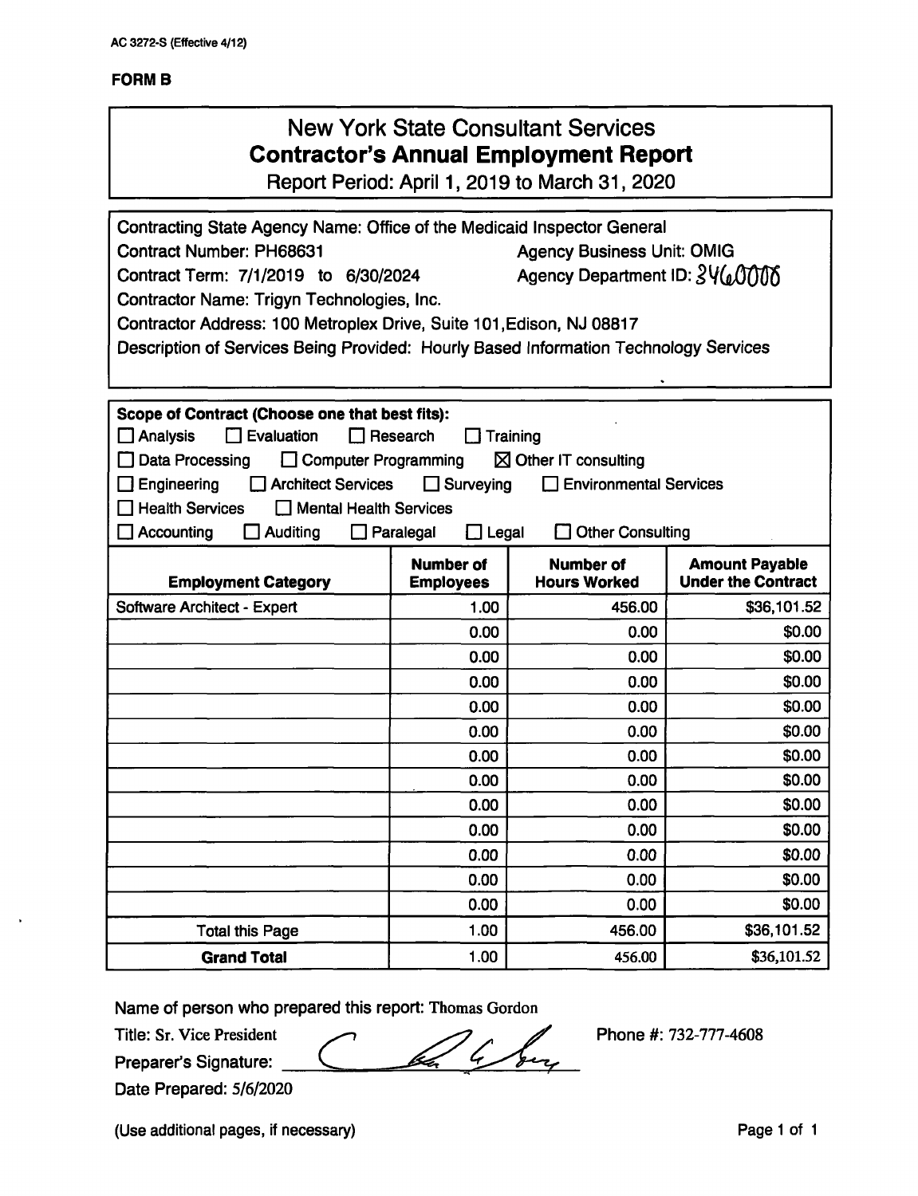AC 3272-S (Effective 4/12)

**FORM B**

# New York State Consultant Services
## Contractor's Annual Employment Report

Report Period: April 1, 2019 to March 31, 2020

Contracting State Agency Name: Office of the Medicaid Inspector General
Contract Number: PH68631 Agency Business Unit: OMIG
Contract Term: 7/1/2019 to 6/30/2024 Agency Department ID: 3460000
Contractor Name: Trigyn Technologies, Inc.
Contractor Address: 100 Metroplex Drive, Suite 101,Edison, NJ 08817
Description of Services Being Provided: Hourly Based Information Technology Services

**Scope of Contract (Choose one that best fits):**

☐ Analysis ☐ Evaluation ☐ Research ☐ Training
☐ Data Processing ☐ Computer Programming ☒ Other IT consulting
☐ Engineering ☐ Architect Services ☐ Surveying ☐ Environmental Services
☐ Health Services ☐ Mental Health Services
☐ Accounting ☐ Auditing ☐ Paralegal ☐ Legal ☐ Other Consulting

| Employment Category | Number of Employees | Number of Hours Worked | Amount Payable Under the Contract |
|---|---|---|---|
| Software Architect - Expert | 1.00 | 456.00 | $36,101.52 |
| | 0.00 | 0.00 | $0.00 |
| | 0.00 | 0.00 | $0.00 |
| | 0.00 | 0.00 | $0.00 |
| | 0.00 | 0.00 | $0.00 |
| | 0.00 | 0.00 | $0.00 |
| | 0.00 | 0.00 | $0.00 |
| | 0.00 | 0.00 | $0.00 |
| | 0.00 | 0.00 | $0.00 |
| | 0.00 | 0.00 | $0.00 |
| | 0.00 | 0.00 | $0.00 |
| | 0.00 | 0.00 | $0.00 |
| | 0.00 | 0.00 | $0.00 |
| Total this Page | 1.00 | 456.00 | $36,101.52 |
| **Grand Total** | 1.00 | 456.00 | $36,101.52 |

Name of person who prepared this report: Thomas Gordon
Title: Sr. Vice President
Preparer's Signature: [signature]
Phone #: 732-777-4608
Date Prepared: 5/6/2020

(Use additional pages, if necessary)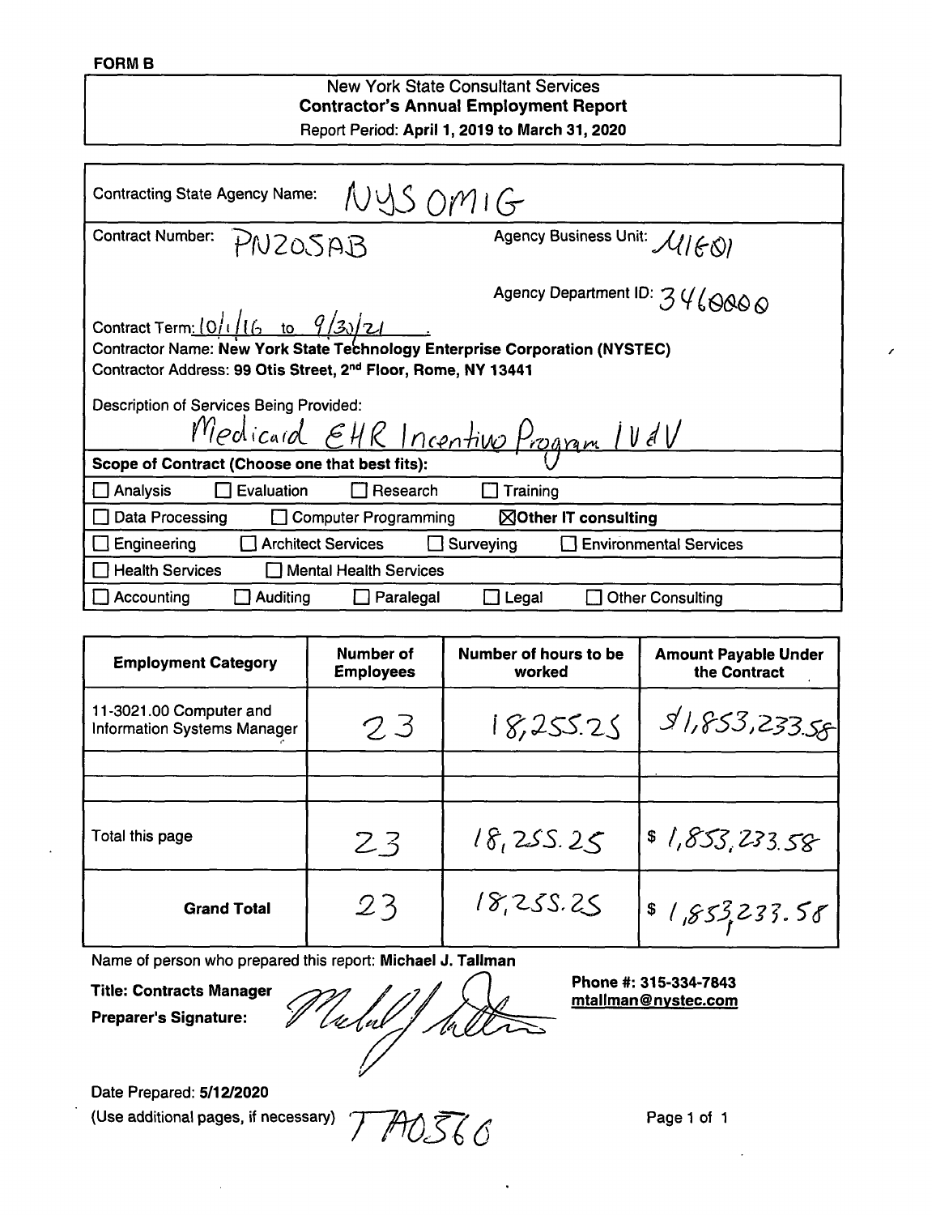**FORM B**

New York State Consultant Services
**Contractor's Annual Employment Report**
Report Period: **April 1, 2019 to March 31, 2020**

Contracting State Agency Name: NYS OMIG

Contract Number: PN205AB

Agency Business Unit: MIG01

Agency Department ID: 3460000

Contract Term: 10/1/16 to 9/30/21

Contractor Name: **New York State Technology Enterprise Corporation (NYSTEC)**

Contractor Address: **99 Otis Street, 2nd Floor, Rome, NY 13441**

Description of Services Being Provided:
Medicaid EHR Incentive Program IV&V

**Scope of Contract (Choose one that best fits):**

- ☐ Analysis ☐ Evaluation ☐ Research ☐ Training
- ☐ Data Processing ☐ Computer Programming ☒ **Other IT consulting**
- ☐ Engineering ☐ Architect Services ☐ Surveying ☐ Environmental Services
- ☐ Health Services ☐ Mental Health Services
- ☐ Accounting ☐ Auditing ☐ Paralegal ☐ Legal ☐ Other Consulting

| Employment Category | Number of Employees | Number of hours to be worked | Amount Payable Under the Contract |
|---|---|---|---|
| 11-3021.00 Computer and Information Systems Manager | 23 | 18,255.25 | $1,853,233.58 |
| | | | |
| | | | |
| Total this page | 23 | 18,255.25 | $ 1,853,233.58 |
| **Grand Total** | 23 | 18,255.25 | $ 1,853,233.58 |

Name of person who prepared this report: **Michael J. Tallman**

**Title: Contracts Manager**

**Preparer's Signature:** [signature]

**Phone #: 315-334-7843**
**mtallman@nystec.com**

Date Prepared: **5/12/2020**

(Use additional pages, if necessary) TA0360